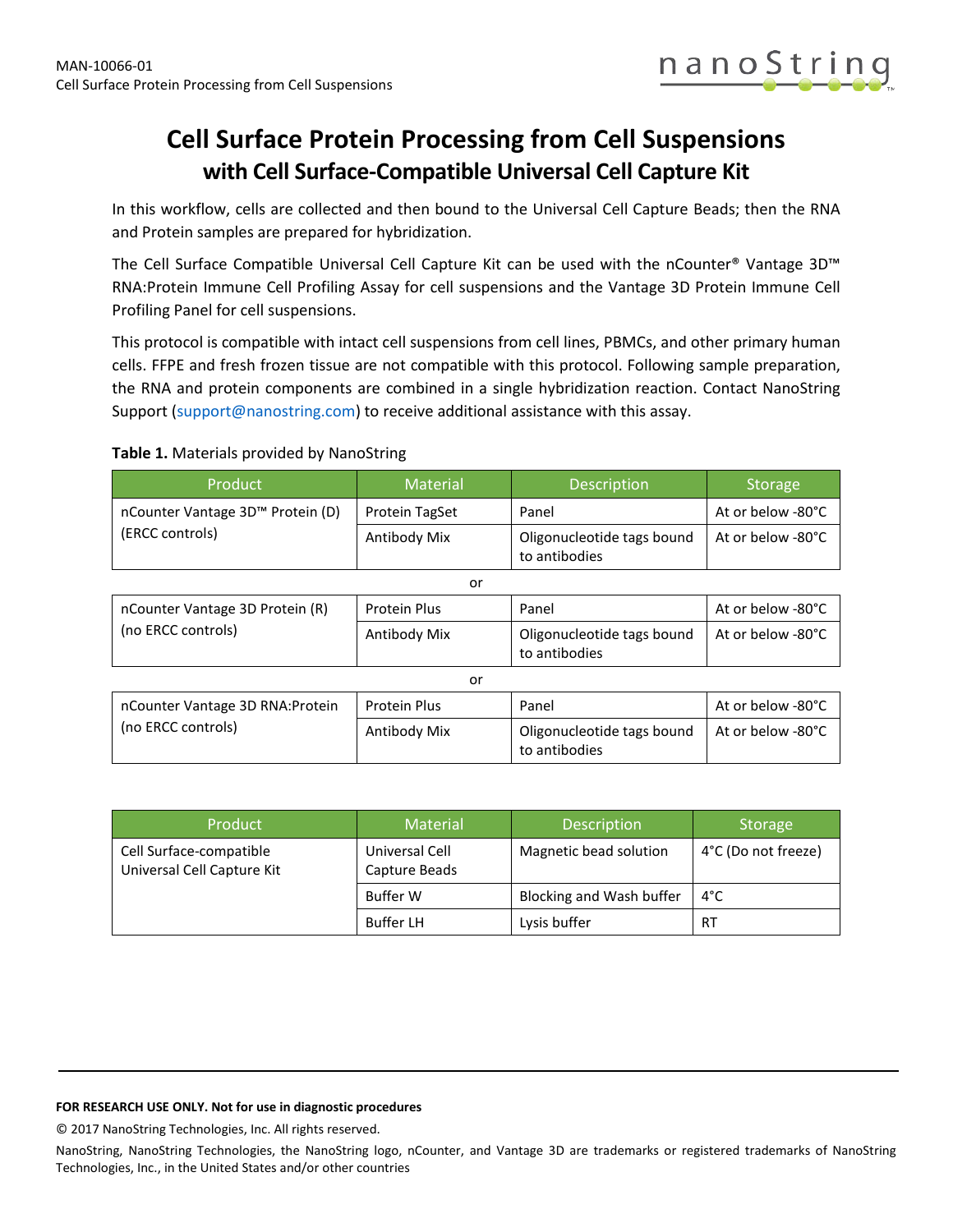# Cell Surface Protein Processing from Cell Suspensions

## with Cell Surface-Compatible Universal Cell Capture Kit

In this workflow, cells are collected and then bound to the Universal Cell Capture Beads; then the RNA and Protein samples are prepared for hybridization.

The Cell Surface Compatible Universal Cell Capture Kit can be used with the nCounter® Vantage 3D™ RNA:Protein Immune Cell Profiling Assay for cell suspensions and the Vantage 3D Protein Immune Cell Profiling Panel for cell suspensions.

This protocol is compatible with intact cell suspensions from cell lines, PBMCs, and other primary human cells. FFPE and fresh frozen tissue are not compatible with this protocol. Following sample preparation, the RNA and protein components are combined in a single hybridization reaction. Contact NanoString Support (support@nanostring.com) to receive additional assistance with this assay.

**Table 1.** Materials provided by NanoString

| Product | Material | Description | Storage |
|---|---|---|---|
| nCounter Vantage 3D™ Protein (D) (ERCC controls) | Protein TagSet | Panel | At or below -80°C |
| | Antibody Mix | Oligonucleotide tags bound to antibodies | At or below -80°C |
| or | | | |
| nCounter Vantage 3D Protein (R) (no ERCC controls) | Protein Plus | Panel | At or below -80°C |
| | Antibody Mix | Oligonucleotide tags bound to antibodies | At or below -80°C |
| or | | | |
| nCounter Vantage 3D RNA:Protein (no ERCC controls) | Protein Plus | Panel | At or below -80°C |
| | Antibody Mix | Oligonucleotide tags bound to antibodies | At or below -80°C |

| Product | Material | Description | Storage |
|---|---|---|---|
| Cell Surface-compatible Universal Cell Capture Kit | Universal Cell Capture Beads | Magnetic bead solution | 4°C (Do not freeze) |
| | Buffer W | Blocking and Wash buffer | 4°C |
| | Buffer LH | Lysis buffer | RT |

**FOR RESEARCH USE ONLY. Not for use in diagnostic procedures**

© 2017 NanoString Technologies, Inc. All rights reserved.

NanoString, NanoString Technologies, the NanoString logo, nCounter, and Vantage 3D are trademarks or registered trademarks of NanoString Technologies, Inc., in the United States and/or other countries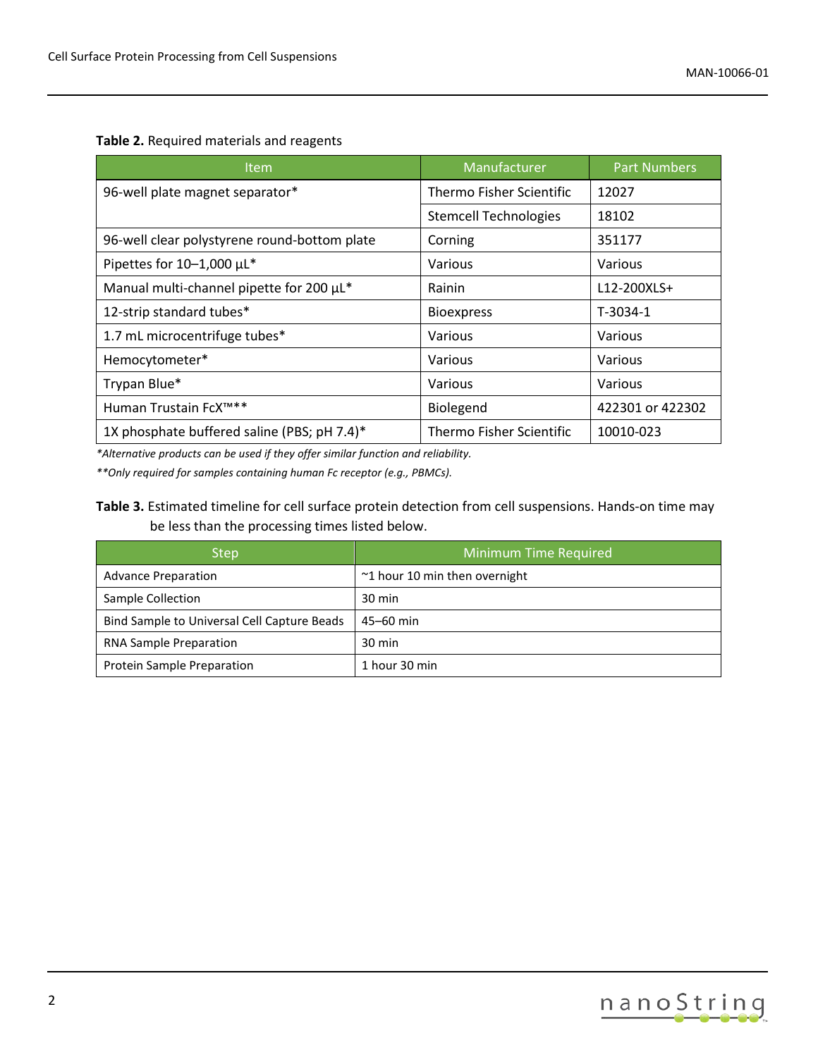**Table 2.** Required materials and reagents

| Item | Manufacturer | Part Numbers |
|---|---|---|
| 96-well plate magnet separator* | Thermo Fisher Scientific | 12027 |
| | Stemcell Technologies | 18102 |
| 96-well clear polystyrene round-bottom plate | Corning | 351177 |
| Pipettes for 10–1,000 µL* | Various | Various |
| Manual multi-channel pipette for 200 µL* | Rainin | L12-200XLS+ |
| 12-strip standard tubes* | Bioexpress | T-3034-1 |
| 1.7 mL microcentrifuge tubes* | Various | Various |
| Hemocytometer* | Various | Various |
| Trypan Blue* | Various | Various |
| Human Trustain FcX™** | Biolegend | 422301 or 422302 |
| 1X phosphate buffered saline (PBS; pH 7.4)* | Thermo Fisher Scientific | 10010-023 |

*\*Alternative products can be used if they offer similar function and reliability.*

*\*\*Only required for samples containing human Fc receptor (e.g., PBMCs).*

**Table 3.** Estimated timeline for cell surface protein detection from cell suspensions. Hands-on time may be less than the processing times listed below.

| Step | Minimum Time Required |
|---|---|
| Advance Preparation | ~1 hour 10 min then overnight |
| Sample Collection | 30 min |
| Bind Sample to Universal Cell Capture Beads | 45–60 min |
| RNA Sample Preparation | 30 min |
| Protein Sample Preparation | 1 hour 30 min |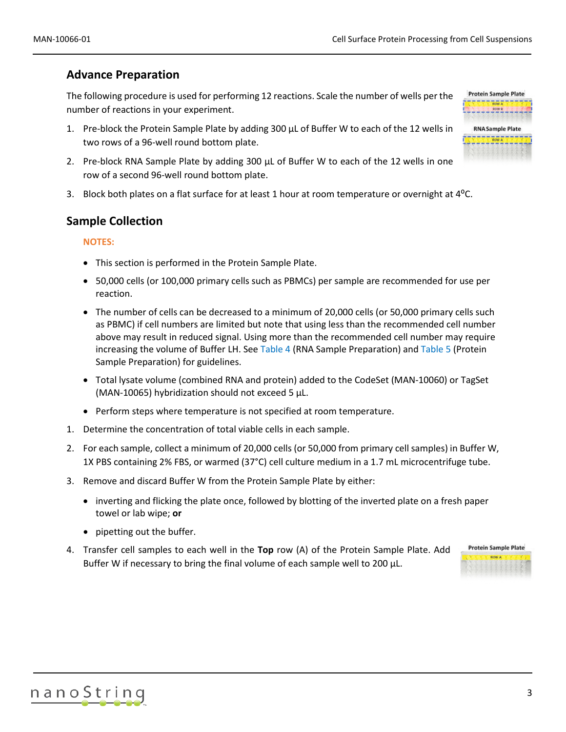## Advance Preparation

The following procedure is used for performing 12 reactions. Scale the number of wells per the number of reactions in your experiment.

1. Pre-block the Protein Sample Plate by adding 300 µL of Buffer W to each of the 12 wells in two rows of a 96-well round bottom plate.
2. Pre-block RNA Sample Plate by adding 300 µL of Buffer W to each of the 12 wells in one row of a second 96-well round bottom plate.
3. Block both plates on a flat surface for at least 1 hour at room temperature or overnight at 4°C.

## Sample Collection

**NOTES:**

- This section is performed in the Protein Sample Plate.
- 50,000 cells (or 100,000 primary cells such as PBMCs) per sample are recommended for use per reaction.
- The number of cells can be decreased to a minimum of 20,000 cells (or 50,000 primary cells such as PBMC) if cell numbers are limited but note that using less than the recommended cell number above may result in reduced signal. Using more than the recommended cell number may require increasing the volume of Buffer LH. See Table 4 (RNA Sample Preparation) and Table 5 (Protein Sample Preparation) for guidelines.
- Total lysate volume (combined RNA and protein) added to the CodeSet (MAN-10060) or TagSet (MAN-10065) hybridization should not exceed 5 µL.
- Perform steps where temperature is not specified at room temperature.

1. Determine the concentration of total viable cells in each sample.
2. For each sample, collect a minimum of 20,000 cells (or 50,000 from primary cell samples) in Buffer W, 1X PBS containing 2% FBS, or warmed (37°C) cell culture medium in a 1.7 mL microcentrifuge tube.
3. Remove and discard Buffer W from the Protein Sample Plate by either:
   - inverting and flicking the plate once, followed by blotting of the inverted plate on a fresh paper towel or lab wipe; **or**
   - pipetting out the buffer.
4. Transfer cell samples to each well in the **Top** row (A) of the Protein Sample Plate. Add Buffer W if necessary to bring the final volume of each sample well to 200 µL.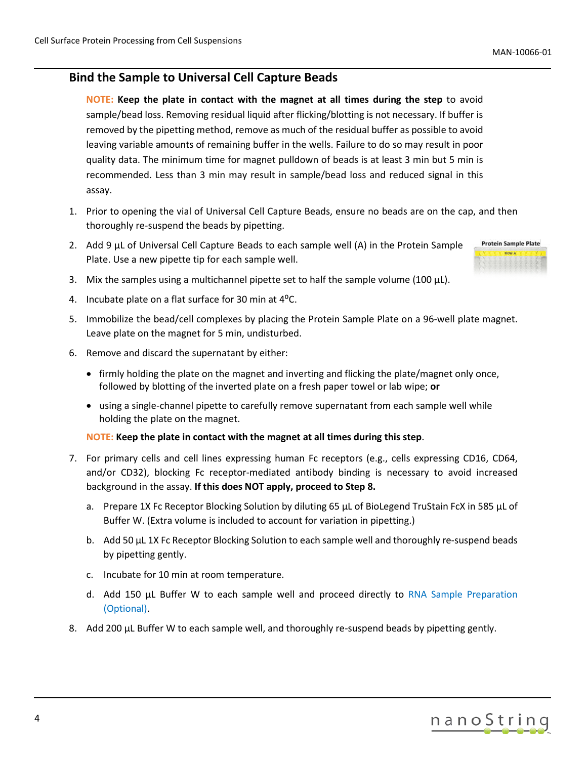## Bind the Sample to Universal Cell Capture Beads

**NOTE: Keep the plate in contact with the magnet at all times during the step** to avoid sample/bead loss. Removing residual liquid after flicking/blotting is not necessary. If buffer is removed by the pipetting method, remove as much of the residual buffer as possible to avoid leaving variable amounts of remaining buffer in the wells. Failure to do so may result in poor quality data. The minimum time for magnet pulldown of beads is at least 3 min but 5 min is recommended. Less than 3 min may result in sample/bead loss and reduced signal in this assay.

1. Prior to opening the vial of Universal Cell Capture Beads, ensure no beads are on the cap, and then thoroughly re-suspend the beads by pipetting.
2. Add 9 µL of Universal Cell Capture Beads to each sample well (A) in the Protein Sample Plate. Use a new pipette tip for each sample well.
3. Mix the samples using a multichannel pipette set to half the sample volume (100 µL).
4. Incubate plate on a flat surface for 30 min at 4$^{o}$C.
5. Immobilize the bead/cell complexes by placing the Protein Sample Plate on a 96-well plate magnet. Leave plate on the magnet for 5 min, undisturbed.
6. Remove and discard the supernatant by either:
   - firmly holding the plate on the magnet and inverting and flicking the plate/magnet only once, followed by blotting of the inverted plate on a fresh paper towel or lab wipe; **or**
   - using a single-channel pipette to carefully remove supernatant from each sample well while holding the plate on the magnet.

   **NOTE: Keep the plate in contact with the magnet at all times during this step**.
7. For primary cells and cell lines expressing human Fc receptors (e.g., cells expressing CD16, CD64, and/or CD32), blocking Fc receptor-mediated antibody binding is necessary to avoid increased background in the assay. **If this does NOT apply, proceed to Step 8.**
   a. Prepare 1X Fc Receptor Blocking Solution by diluting 65 µL of BioLegend TruStain FcX in 585 µL of Buffer W. (Extra volume is included to account for variation in pipetting.)
   b. Add 50 µL 1X Fc Receptor Blocking Solution to each sample well and thoroughly re-suspend beads by pipetting gently.
   c. Incubate for 10 min at room temperature.
   d. Add 150 µL Buffer W to each sample well and proceed directly to RNA Sample Preparation (Optional).
8. Add 200 µL Buffer W to each sample well, and thoroughly re-suspend beads by pipetting gently.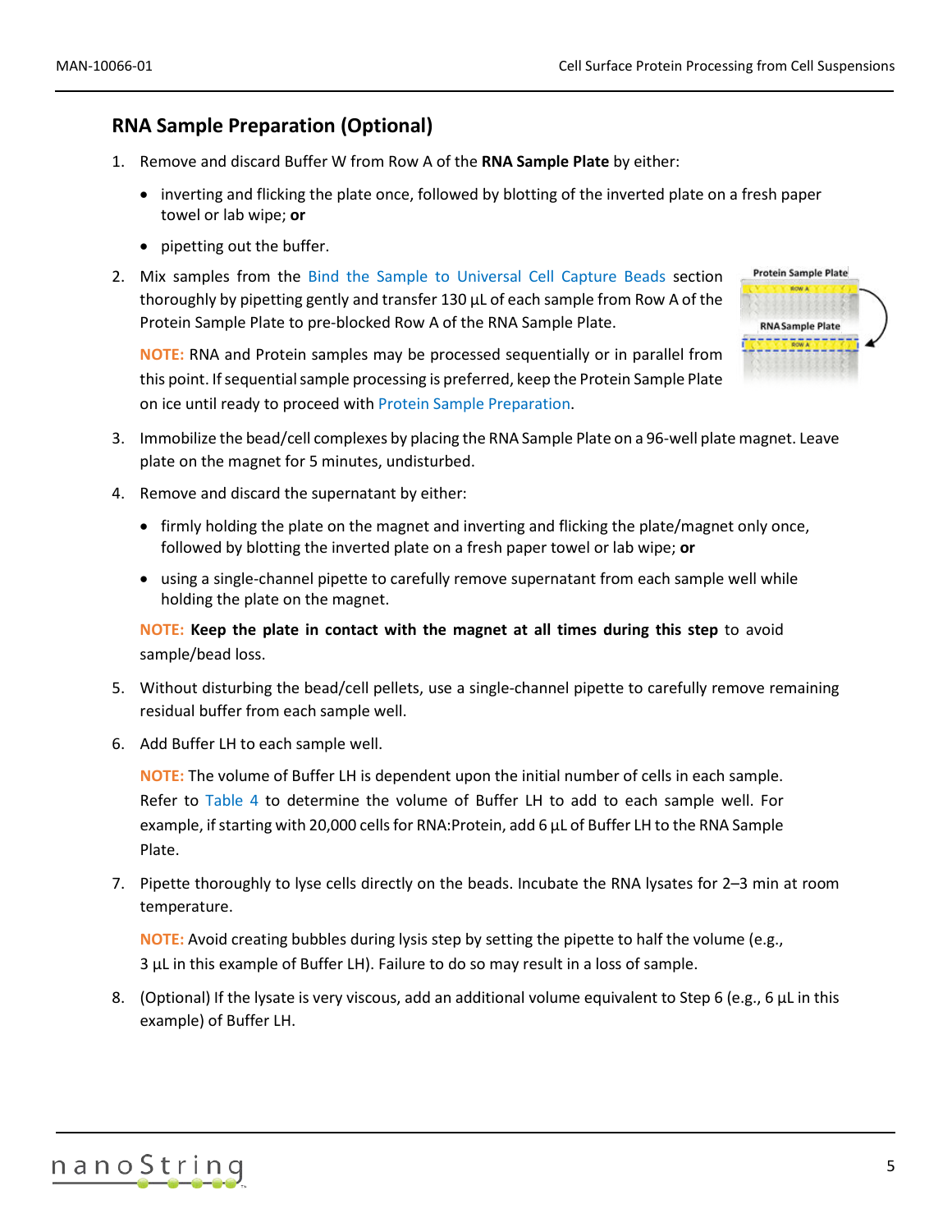## RNA Sample Preparation (Optional)

1. Remove and discard Buffer W from Row A of the **RNA Sample Plate** by either:
   - inverting and flicking the plate once, followed by blotting of the inverted plate on a fresh paper towel or lab wipe; **or**
   - pipetting out the buffer.

2. Mix samples from the Bind the Sample to Universal Cell Capture Beads section thoroughly by pipetting gently and transfer 130 µL of each sample from Row A of the Protein Sample Plate to pre-blocked Row A of the RNA Sample Plate.

   NOTE: RNA and Protein samples may be processed sequentially or in parallel from this point. If sequential sample processing is preferred, keep the Protein Sample Plate on ice until ready to proceed with Protein Sample Preparation.

3. Immobilize the bead/cell complexes by placing the RNA Sample Plate on a 96-well plate magnet. Leave plate on the magnet for 5 minutes, undisturbed.

4. Remove and discard the supernatant by either:
   - firmly holding the plate on the magnet and inverting and flicking the plate/magnet only once, followed by blotting the inverted plate on a fresh paper towel or lab wipe; **or**
   - using a single-channel pipette to carefully remove supernatant from each sample well while holding the plate on the magnet.

   NOTE: **Keep the plate in contact with the magnet at all times during this step** to avoid sample/bead loss.

5. Without disturbing the bead/cell pellets, use a single-channel pipette to carefully remove remaining residual buffer from each sample well.

6. Add Buffer LH to each sample well.

   NOTE: The volume of Buffer LH is dependent upon the initial number of cells in each sample. Refer to Table 4 to determine the volume of Buffer LH to add to each sample well. For example, if starting with 20,000 cells for RNA:Protein, add 6 µL of Buffer LH to the RNA Sample Plate.

7. Pipette thoroughly to lyse cells directly on the beads. Incubate the RNA lysates for 2–3 min at room temperature.

   NOTE: Avoid creating bubbles during lysis step by setting the pipette to half the volume (e.g., 3 µL in this example of Buffer LH). Failure to do so may result in a loss of sample.

8. (Optional) If the lysate is very viscous, add an additional volume equivalent to Step 6 (e.g., 6 µL in this example) of Buffer LH.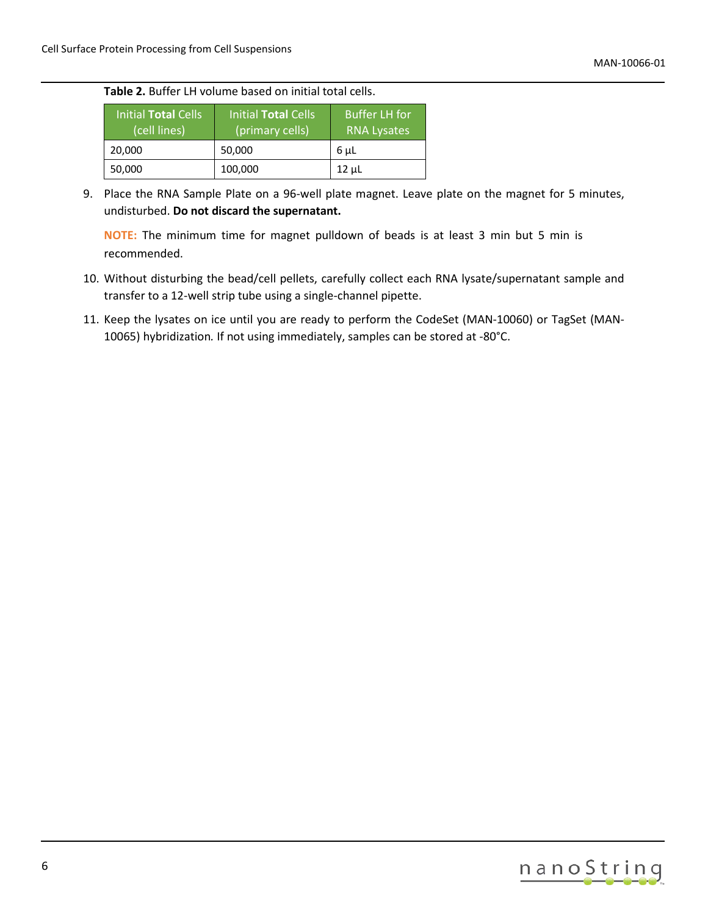**Table 2.** Buffer LH volume based on initial total cells.

| Initial **Total** Cells (cell lines) | Initial **Total** Cells (primary cells) | Buffer LH for RNA Lysates |
|---|---|---|
| 20,000 | 50,000 | 6 µL |
| 50,000 | 100,000 | 12 µL |

9. Place the RNA Sample Plate on a 96-well plate magnet. Leave plate on the magnet for 5 minutes, undisturbed. **Do not discard the supernatant.**

   **NOTE:** The minimum time for magnet pulldown of beads is at least 3 min but 5 min is recommended.

10. Without disturbing the bead/cell pellets, carefully collect each RNA lysate/supernatant sample and transfer to a 12-well strip tube using a single-channel pipette.

11. Keep the lysates on ice until you are ready to perform the CodeSet (MAN-10060) or TagSet (MAN-10065) hybridization. If not using immediately, samples can be stored at -80°C.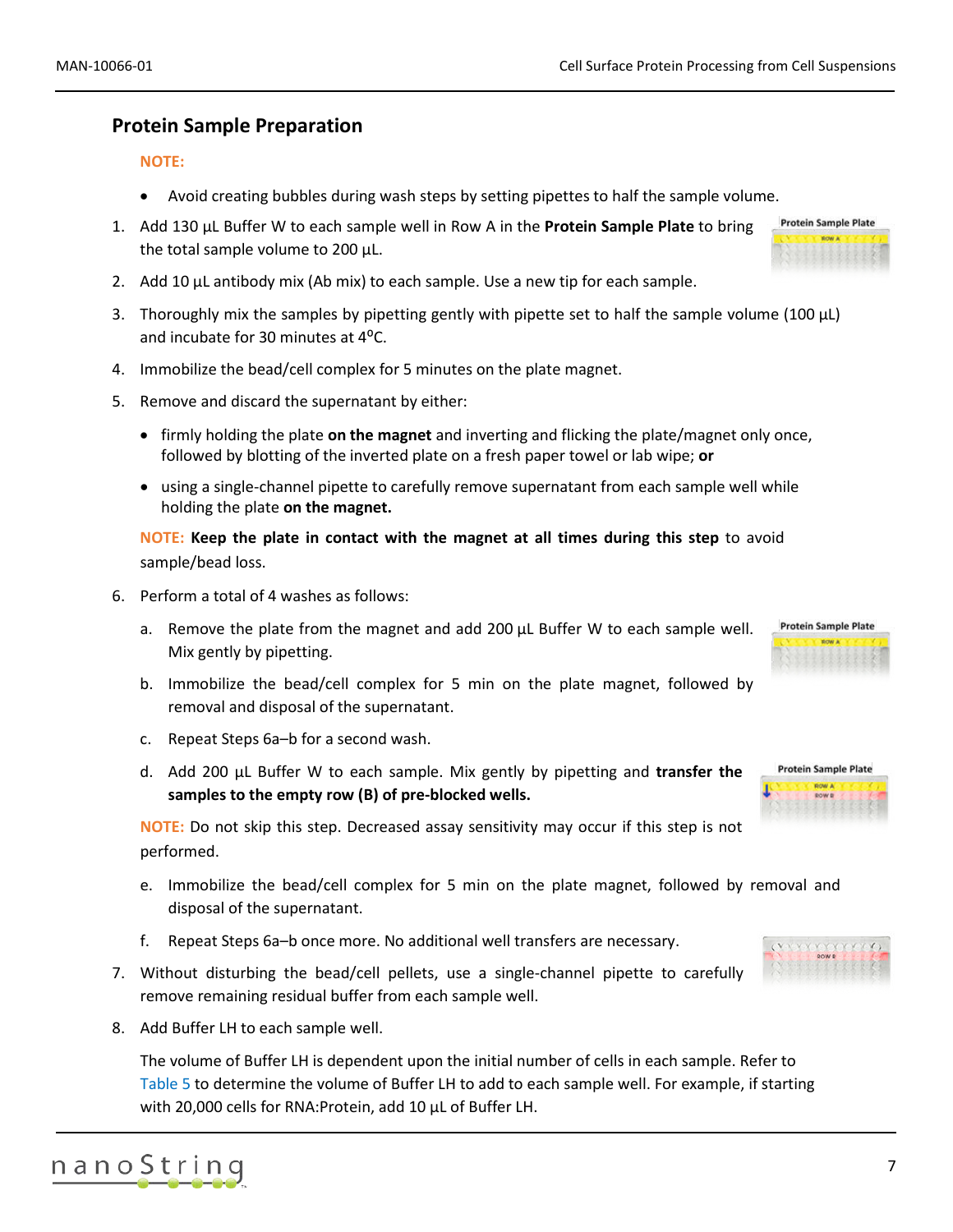## Protein Sample Preparation

**NOTE:**

- Avoid creating bubbles during wash steps by setting pipettes to half the sample volume.

1. Add 130 µL Buffer W to each sample well in Row A in the **Protein Sample Plate** to bring the total sample volume to 200 µL.
2. Add 10 µL antibody mix (Ab mix) to each sample. Use a new tip for each sample.
3. Thoroughly mix the samples by pipetting gently with pipette set to half the sample volume (100 µL) and incubate for 30 minutes at 4°C.
4. Immobilize the bead/cell complex for 5 minutes on the plate magnet.
5. Remove and discard the supernatant by either:
   - firmly holding the plate **on the magnet** and inverting and flicking the plate/magnet only once, followed by blotting of the inverted plate on a fresh paper towel or lab wipe; **or**
   - using a single-channel pipette to carefully remove supernatant from each sample well while holding the plate **on the magnet.**

   NOTE: **Keep the plate in contact with the magnet at all times during this step** to avoid sample/bead loss.
6. Perform a total of 4 washes as follows:
   a. Remove the plate from the magnet and add 200 µL Buffer W to each sample well. Mix gently by pipetting.
   b. Immobilize the bead/cell complex for 5 min on the plate magnet, followed by removal and disposal of the supernatant.
   c. Repeat Steps 6a–b for a second wash.
   d. Add 200 µL Buffer W to each sample. Mix gently by pipetting and **transfer the samples to the empty row (B) of pre-blocked wells.**

   NOTE: Do not skip this step. Decreased assay sensitivity may occur if this step is not performed.

   e. Immobilize the bead/cell complex for 5 min on the plate magnet, followed by removal and disposal of the supernatant.
   f. Repeat Steps 6a–b once more. No additional well transfers are necessary.
7. Without disturbing the bead/cell pellets, use a single-channel pipette to carefully remove remaining residual buffer from each sample well.
8. Add Buffer LH to each sample well.

   The volume of Buffer LH is dependent upon the initial number of cells in each sample. Refer to Table 5 to determine the volume of Buffer LH to add to each sample well. For example, if starting with 20,000 cells for RNA:Protein, add 10 µL of Buffer LH.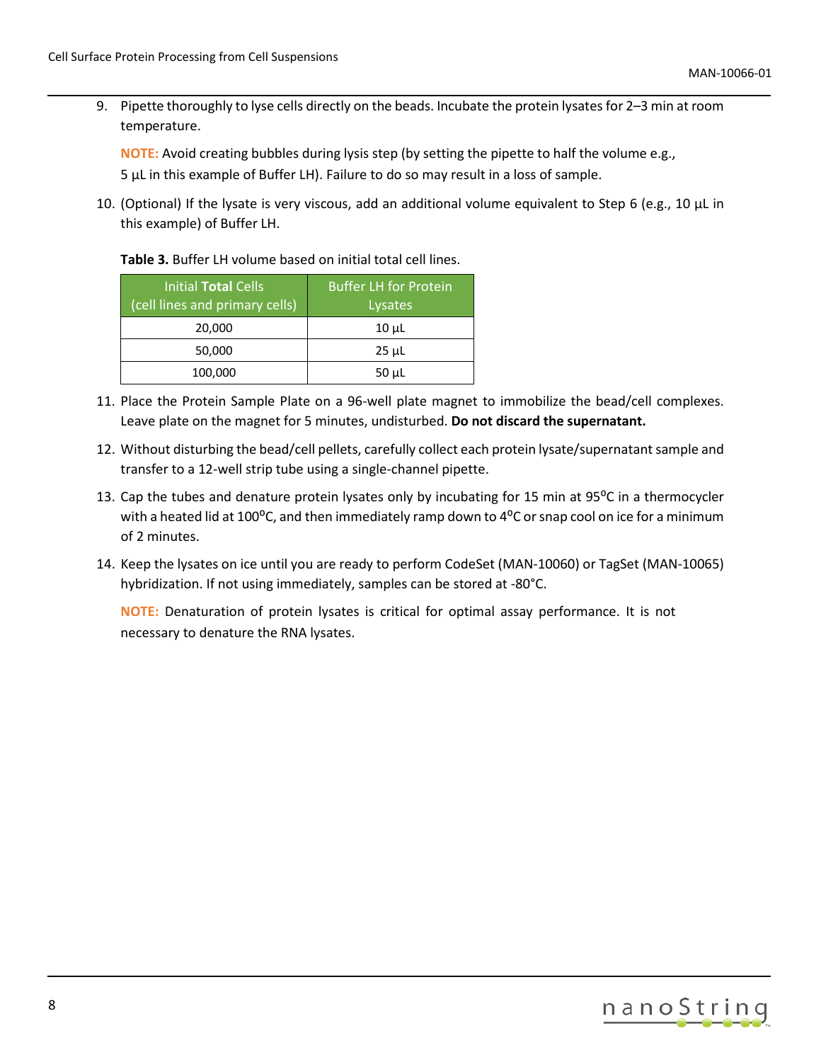9. Pipette thoroughly to lyse cells directly on the beads. Incubate the protein lysates for 2–3 min at room temperature.

   **NOTE:** Avoid creating bubbles during lysis step (by setting the pipette to half the volume e.g., 5 µL in this example of Buffer LH). Failure to do so may result in a loss of sample.

10. (Optional) If the lysate is very viscous, add an additional volume equivalent to Step 6 (e.g., 10 µL in this example) of Buffer LH.

**Table 3.** Buffer LH volume based on initial total cell lines.

| Initial **Total** Cells (cell lines and primary cells) | Buffer LH for Protein Lysates |
|---|---|
| 20,000 | 10 µL |
| 50,000 | 25 µL |
| 100,000 | 50 µL |

11. Place the Protein Sample Plate on a 96-well plate magnet to immobilize the bead/cell complexes. Leave plate on the magnet for 5 minutes, undisturbed. **Do not discard the supernatant.**

12. Without disturbing the bead/cell pellets, carefully collect each protein lysate/supernatant sample and transfer to a 12-well strip tube using a single-channel pipette.

13. Cap the tubes and denature protein lysates only by incubating for 15 min at 95°C in a thermocycler with a heated lid at 100°C, and then immediately ramp down to 4°C or snap cool on ice for a minimum of 2 minutes.

14. Keep the lysates on ice until you are ready to perform CodeSet (MAN-10060) or TagSet (MAN-10065) hybridization. If not using immediately, samples can be stored at -80°C.

    **NOTE:** Denaturation of protein lysates is critical for optimal assay performance. It is not necessary to denature the RNA lysates.